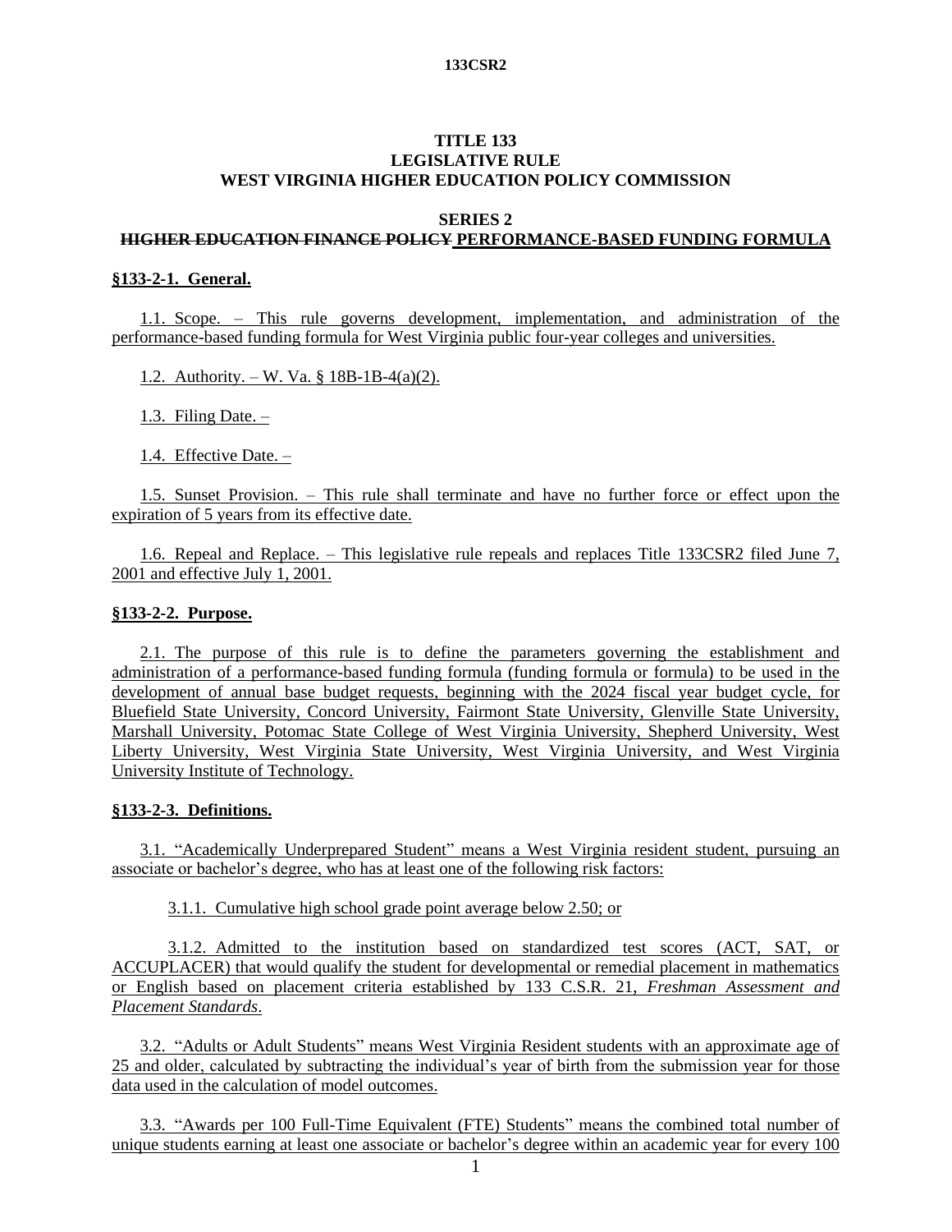# TITLE 133
# LEGISLATIVE RULE
# WEST VIRGINIA HIGHER EDUCATION POLICY COMMISSION

## SERIES 2
## ~~HIGHER EDUCATION FINANCE POLICY~~ PERFORMANCE-BASED FUNDING FORMULA

### §133-2-1. General.

1.1. Scope. – This rule governs development, implementation, and administration of the performance-based funding formula for West Virginia public four-year colleges and universities.

1.2. Authority. – W. Va. § 18B-1B-4(a)(2).

1.3. Filing Date. –

1.4. Effective Date. –

1.5. Sunset Provision. – This rule shall terminate and have no further force or effect upon the expiration of 5 years from its effective date.

1.6. Repeal and Replace. – This legislative rule repeals and replaces Title 133CSR2 filed June 7, 2001 and effective July 1, 2001.

### §133-2-2. Purpose.

2.1. The purpose of this rule is to define the parameters governing the establishment and administration of a performance-based funding formula (funding formula or formula) to be used in the development of annual base budget requests, beginning with the 2024 fiscal year budget cycle, for Bluefield State University, Concord University, Fairmont State University, Glenville State University, Marshall University, Potomac State College of West Virginia University, Shepherd University, West Liberty University, West Virginia State University, West Virginia University, and West Virginia University Institute of Technology.

### §133-2-3. Definitions.

3.1. "Academically Underprepared Student" means a West Virginia resident student, pursuing an associate or bachelor's degree, who has at least one of the following risk factors:

3.1.1. Cumulative high school grade point average below 2.50; or

3.1.2. Admitted to the institution based on standardized test scores (ACT, SAT, or ACCUPLACER) that would qualify the student for developmental or remedial placement in mathematics or English based on placement criteria established by 133 C.S.R. 21, *Freshman Assessment and Placement Standards*.

3.2. "Adults or Adult Students" means West Virginia Resident students with an approximate age of 25 and older, calculated by subtracting the individual's year of birth from the submission year for those data used in the calculation of model outcomes.

3.3. "Awards per 100 Full-Time Equivalent (FTE) Students" means the combined total number of unique students earning at least one associate or bachelor's degree within an academic year for every 100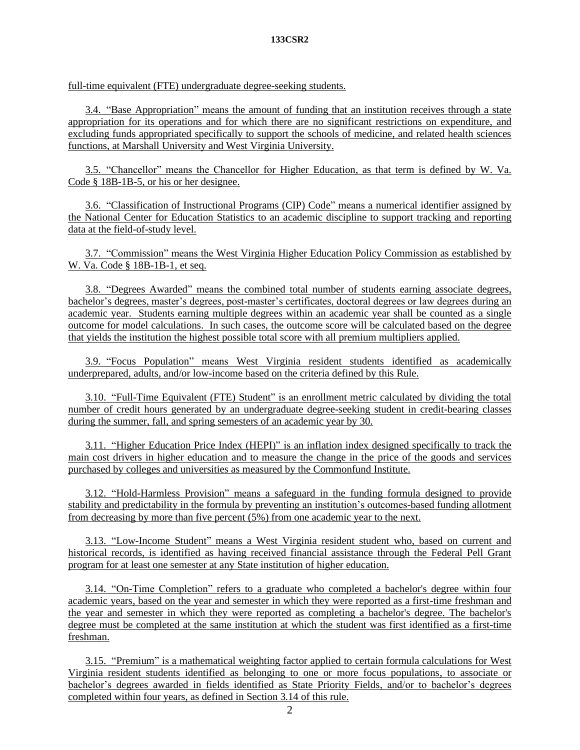full-time equivalent (FTE) undergraduate degree-seeking students.

3.4. "Base Appropriation" means the amount of funding that an institution receives through a state appropriation for its operations and for which there are no significant restrictions on expenditure, and excluding funds appropriated specifically to support the schools of medicine, and related health sciences functions, at Marshall University and West Virginia University.

3.5. "Chancellor" means the Chancellor for Higher Education, as that term is defined by W. Va. Code § 18B-1B-5, or his or her designee.

3.6. "Classification of Instructional Programs (CIP) Code" means a numerical identifier assigned by the National Center for Education Statistics to an academic discipline to support tracking and reporting data at the field-of-study level.

3.7. "Commission" means the West Virginia Higher Education Policy Commission as established by W. Va. Code § 18B-1B-1, et seq.

3.8. "Degrees Awarded" means the combined total number of students earning associate degrees, bachelor's degrees, master's degrees, post-master's certificates, doctoral degrees or law degrees during an academic year. Students earning multiple degrees within an academic year shall be counted as a single outcome for model calculations. In such cases, the outcome score will be calculated based on the degree that yields the institution the highest possible total score with all premium multipliers applied.

3.9. "Focus Population" means West Virginia resident students identified as academically underprepared, adults, and/or low-income based on the criteria defined by this Rule.

3.10. "Full-Time Equivalent (FTE) Student" is an enrollment metric calculated by dividing the total number of credit hours generated by an undergraduate degree-seeking student in credit-bearing classes during the summer, fall, and spring semesters of an academic year by 30.

3.11. "Higher Education Price Index (HEPI)" is an inflation index designed specifically to track the main cost drivers in higher education and to measure the change in the price of the goods and services purchased by colleges and universities as measured by the Commonfund Institute.

3.12. "Hold-Harmless Provision" means a safeguard in the funding formula designed to provide stability and predictability in the formula by preventing an institution's outcomes-based funding allotment from decreasing by more than five percent (5%) from one academic year to the next.

3.13. "Low-Income Student" means a West Virginia resident student who, based on current and historical records, is identified as having received financial assistance through the Federal Pell Grant program for at least one semester at any State institution of higher education.

3.14. "On-Time Completion" refers to a graduate who completed a bachelor's degree within four academic years, based on the year and semester in which they were reported as a first-time freshman and the year and semester in which they were reported as completing a bachelor's degree. The bachelor's degree must be completed at the same institution at which the student was first identified as a first-time freshman.

3.15. "Premium" is a mathematical weighting factor applied to certain formula calculations for West Virginia resident students identified as belonging to one or more focus populations, to associate or bachelor's degrees awarded in fields identified as State Priority Fields, and/or to bachelor's degrees completed within four years, as defined in Section 3.14 of this rule.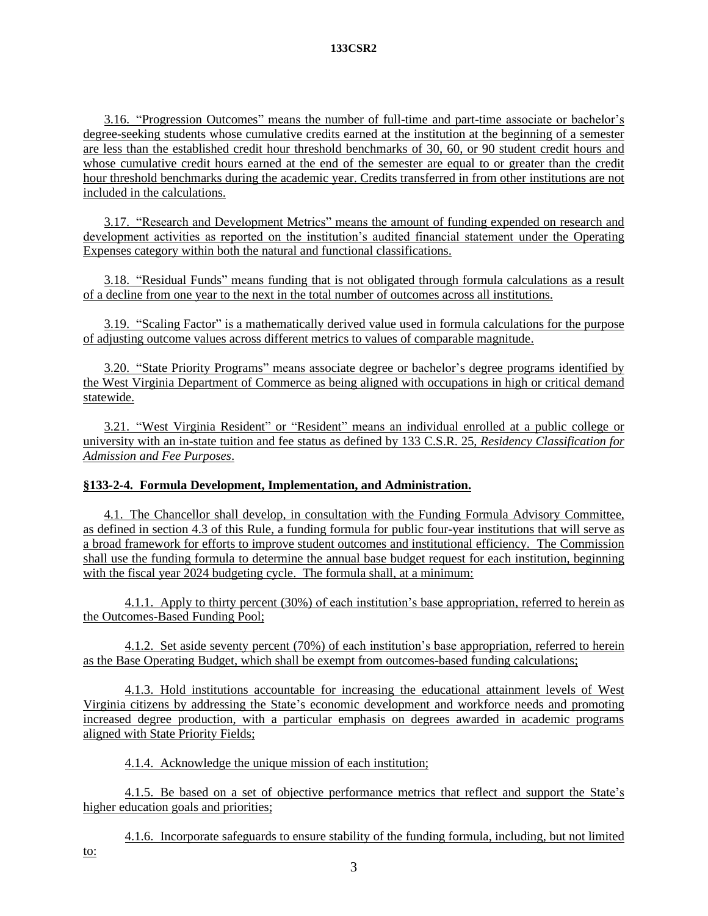3.16. “Progression Outcomes” means the number of full-time and part-time associate or bachelor’s degree-seeking students whose cumulative credits earned at the institution at the beginning of a semester are less than the established credit hour threshold benchmarks of 30, 60, or 90 student credit hours and whose cumulative credit hours earned at the end of the semester are equal to or greater than the credit hour threshold benchmarks during the academic year. Credits transferred in from other institutions are not included in the calculations.

3.17. “Research and Development Metrics” means the amount of funding expended on research and development activities as reported on the institution’s audited financial statement under the Operating Expenses category within both the natural and functional classifications.

3.18. “Residual Funds” means funding that is not obligated through formula calculations as a result of a decline from one year to the next in the total number of outcomes across all institutions.

3.19. “Scaling Factor” is a mathematically derived value used in formula calculations for the purpose of adjusting outcome values across different metrics to values of comparable magnitude.

3.20. “State Priority Programs” means associate degree or bachelor’s degree programs identified by the West Virginia Department of Commerce as being aligned with occupations in high or critical demand statewide.

3.21. “West Virginia Resident” or “Resident” means an individual enrolled at a public college or university with an in-state tuition and fee status as defined by 133 C.S.R. 25, *Residency Classification for Admission and Fee Purposes*.

## §133-2-4. Formula Development, Implementation, and Administration.

4.1. The Chancellor shall develop, in consultation with the Funding Formula Advisory Committee, as defined in section 4.3 of this Rule, a funding formula for public four-year institutions that will serve as a broad framework for efforts to improve student outcomes and institutional efficiency. The Commission shall use the funding formula to determine the annual base budget request for each institution, beginning with the fiscal year 2024 budgeting cycle. The formula shall, at a minimum:

4.1.1. Apply to thirty percent (30%) of each institution’s base appropriation, referred to herein as the Outcomes-Based Funding Pool;

4.1.2. Set aside seventy percent (70%) of each institution’s base appropriation, referred to herein as the Base Operating Budget, which shall be exempt from outcomes-based funding calculations;

4.1.3. Hold institutions accountable for increasing the educational attainment levels of West Virginia citizens by addressing the State’s economic development and workforce needs and promoting increased degree production, with a particular emphasis on degrees awarded in academic programs aligned with State Priority Fields;

4.1.4. Acknowledge the unique mission of each institution;

4.1.5. Be based on a set of objective performance metrics that reflect and support the State’s higher education goals and priorities;

4.1.6. Incorporate safeguards to ensure stability of the funding formula, including, but not limited to: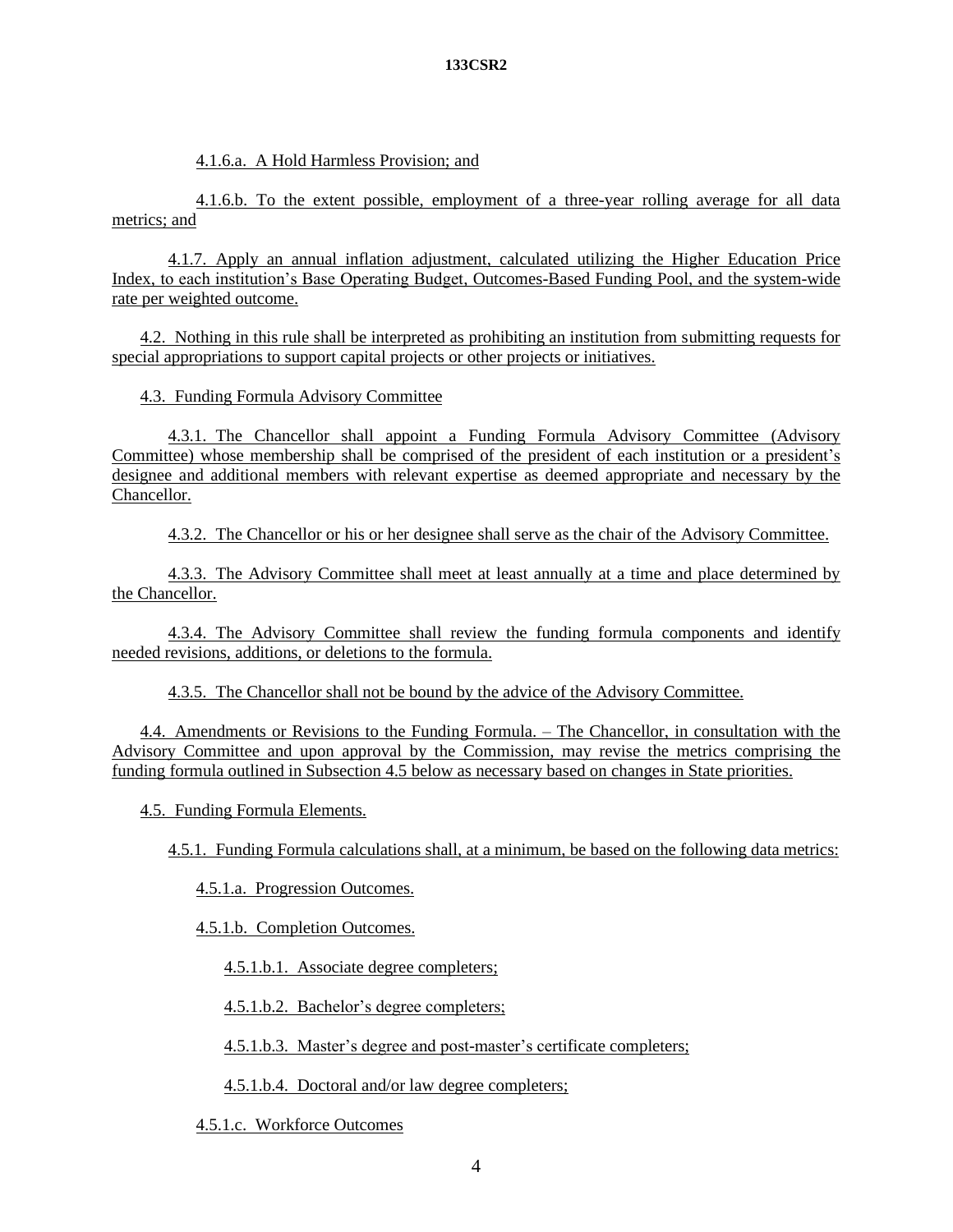4.1.6.a. A Hold Harmless Provision; and

4.1.6.b. To the extent possible, employment of a three-year rolling average for all data metrics; and

4.1.7. Apply an annual inflation adjustment, calculated utilizing the Higher Education Price Index, to each institution's Base Operating Budget, Outcomes-Based Funding Pool, and the system-wide rate per weighted outcome.

4.2. Nothing in this rule shall be interpreted as prohibiting an institution from submitting requests for special appropriations to support capital projects or other projects or initiatives.

4.3. Funding Formula Advisory Committee

4.3.1. The Chancellor shall appoint a Funding Formula Advisory Committee (Advisory Committee) whose membership shall be comprised of the president of each institution or a president's designee and additional members with relevant expertise as deemed appropriate and necessary by the Chancellor.

4.3.2. The Chancellor or his or her designee shall serve as the chair of the Advisory Committee.

4.3.3. The Advisory Committee shall meet at least annually at a time and place determined by the Chancellor.

4.3.4. The Advisory Committee shall review the funding formula components and identify needed revisions, additions, or deletions to the formula.

4.3.5. The Chancellor shall not be bound by the advice of the Advisory Committee.

4.4. Amendments or Revisions to the Funding Formula. – The Chancellor, in consultation with the Advisory Committee and upon approval by the Commission, may revise the metrics comprising the funding formula outlined in Subsection 4.5 below as necessary based on changes in State priorities.

4.5. Funding Formula Elements.

4.5.1. Funding Formula calculations shall, at a minimum, be based on the following data metrics:

4.5.1.a. Progression Outcomes.

4.5.1.b. Completion Outcomes.

4.5.1.b.1. Associate degree completers;

4.5.1.b.2. Bachelor's degree completers;

4.5.1.b.3. Master's degree and post-master's certificate completers;

4.5.1.b.4. Doctoral and/or law degree completers;

4.5.1.c. Workforce Outcomes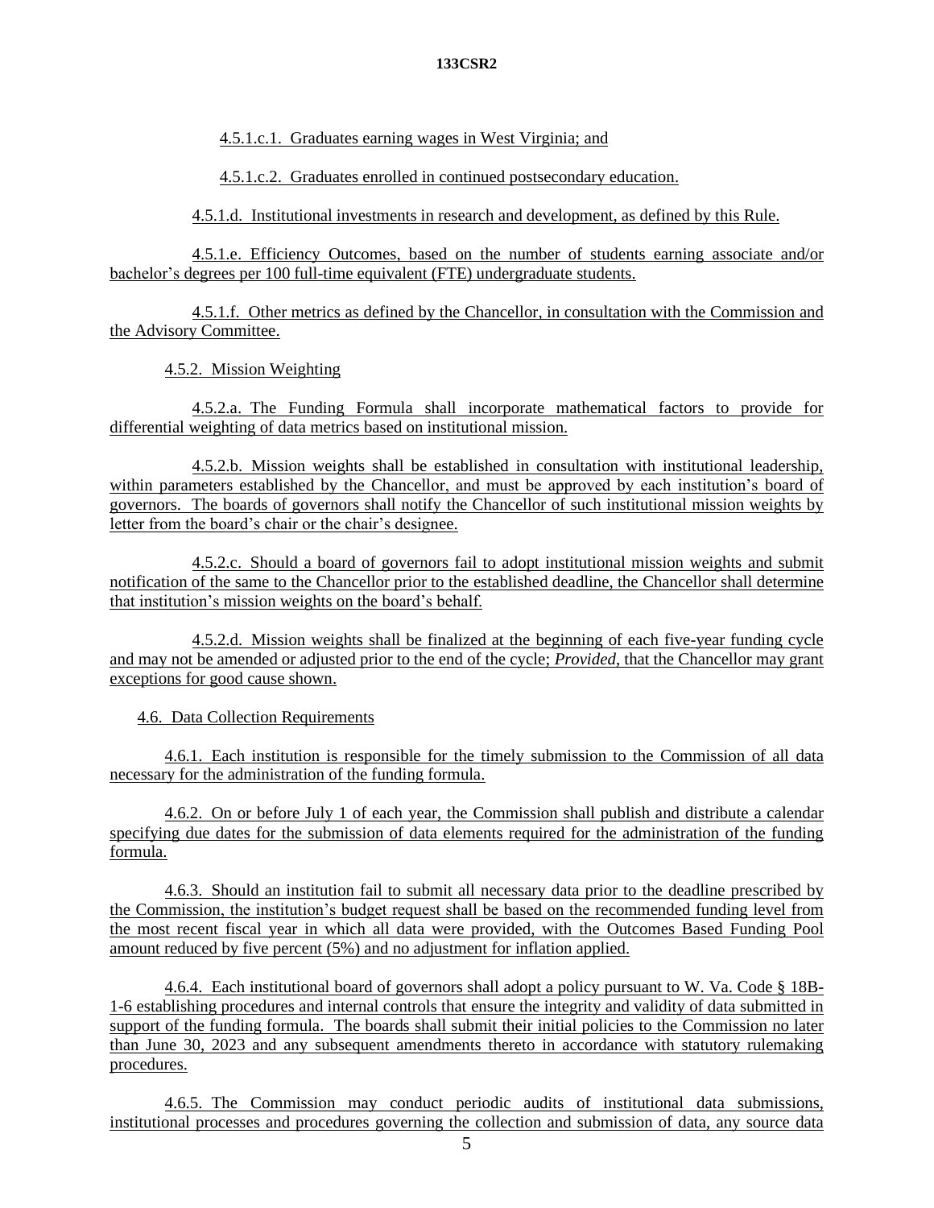4.5.1.c.1. Graduates earning wages in West Virginia; and

4.5.1.c.2. Graduates enrolled in continued postsecondary education.

4.5.1.d. Institutional investments in research and development, as defined by this Rule.

4.5.1.e. Efficiency Outcomes, based on the number of students earning associate and/or bachelor's degrees per 100 full-time equivalent (FTE) undergraduate students.

4.5.1.f. Other metrics as defined by the Chancellor, in consultation with the Commission and the Advisory Committee.

4.5.2. Mission Weighting

4.5.2.a. The Funding Formula shall incorporate mathematical factors to provide for differential weighting of data metrics based on institutional mission.

4.5.2.b. Mission weights shall be established in consultation with institutional leadership, within parameters established by the Chancellor, and must be approved by each institution's board of governors. The boards of governors shall notify the Chancellor of such institutional mission weights by letter from the board's chair or the chair's designee.

4.5.2.c. Should a board of governors fail to adopt institutional mission weights and submit notification of the same to the Chancellor prior to the established deadline, the Chancellor shall determine that institution's mission weights on the board's behalf.

4.5.2.d. Mission weights shall be finalized at the beginning of each five-year funding cycle and may not be amended or adjusted prior to the end of the cycle; *Provided*, that the Chancellor may grant exceptions for good cause shown.

4.6. Data Collection Requirements

4.6.1. Each institution is responsible for the timely submission to the Commission of all data necessary for the administration of the funding formula.

4.6.2. On or before July 1 of each year, the Commission shall publish and distribute a calendar specifying due dates for the submission of data elements required for the administration of the funding formula.

4.6.3. Should an institution fail to submit all necessary data prior to the deadline prescribed by the Commission, the institution's budget request shall be based on the recommended funding level from the most recent fiscal year in which all data were provided, with the Outcomes Based Funding Pool amount reduced by five percent (5%) and no adjustment for inflation applied.

4.6.4. Each institutional board of governors shall adopt a policy pursuant to W. Va. Code § 18B-1-6 establishing procedures and internal controls that ensure the integrity and validity of data submitted in support of the funding formula. The boards shall submit their initial policies to the Commission no later than June 30, 2023 and any subsequent amendments thereto in accordance with statutory rulemaking procedures.

4.6.5. The Commission may conduct periodic audits of institutional data submissions, institutional processes and procedures governing the collection and submission of data, any source data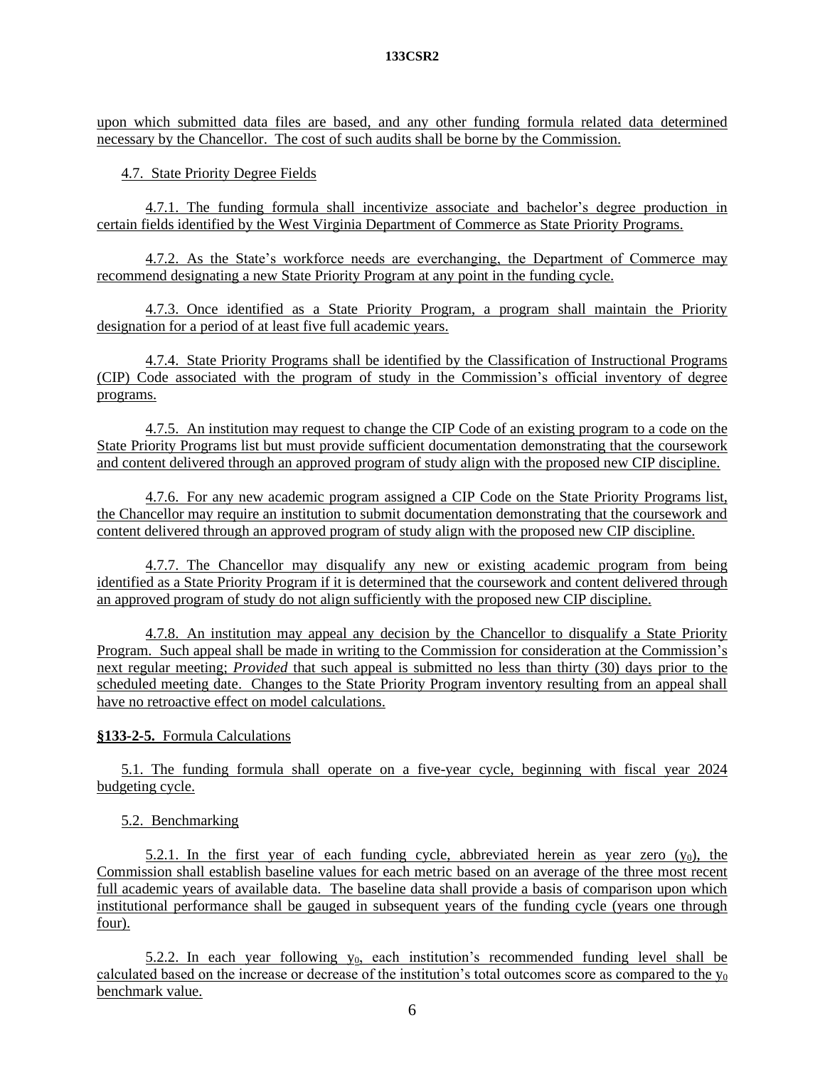upon which submitted data files are based, and any other funding formula related data determined necessary by the Chancellor. The cost of such audits shall be borne by the Commission.

4.7. State Priority Degree Fields

4.7.1. The funding formula shall incentivize associate and bachelor's degree production in certain fields identified by the West Virginia Department of Commerce as State Priority Programs.

4.7.2. As the State's workforce needs are everchanging, the Department of Commerce may recommend designating a new State Priority Program at any point in the funding cycle.

4.7.3. Once identified as a State Priority Program, a program shall maintain the Priority designation for a period of at least five full academic years.

4.7.4. State Priority Programs shall be identified by the Classification of Instructional Programs (CIP) Code associated with the program of study in the Commission's official inventory of degree programs.

4.7.5. An institution may request to change the CIP Code of an existing program to a code on the State Priority Programs list but must provide sufficient documentation demonstrating that the coursework and content delivered through an approved program of study align with the proposed new CIP discipline.

4.7.6. For any new academic program assigned a CIP Code on the State Priority Programs list, the Chancellor may require an institution to submit documentation demonstrating that the coursework and content delivered through an approved program of study align with the proposed new CIP discipline.

4.7.7. The Chancellor may disqualify any new or existing academic program from being identified as a State Priority Program if it is determined that the coursework and content delivered through an approved program of study do not align sufficiently with the proposed new CIP discipline.

4.7.8. An institution may appeal any decision by the Chancellor to disqualify a State Priority Program. Such appeal shall be made in writing to the Commission for consideration at the Commission's next regular meeting; *Provided* that such appeal is submitted no less than thirty (30) days prior to the scheduled meeting date. Changes to the State Priority Program inventory resulting from an appeal shall have no retroactive effect on model calculations.

**§133-2-5.** Formula Calculations

5.1. The funding formula shall operate on a five-year cycle, beginning with fiscal year 2024 budgeting cycle.

5.2. Benchmarking

5.2.1. In the first year of each funding cycle, abbreviated herein as year zero ($y_0$), the Commission shall establish baseline values for each metric based on an average of the three most recent full academic years of available data. The baseline data shall provide a basis of comparison upon which institutional performance shall be gauged in subsequent years of the funding cycle (years one through four).

5.2.2. In each year following $y_0$, each institution's recommended funding level shall be calculated based on the increase or decrease of the institution's total outcomes score as compared to the $y_0$ benchmark value.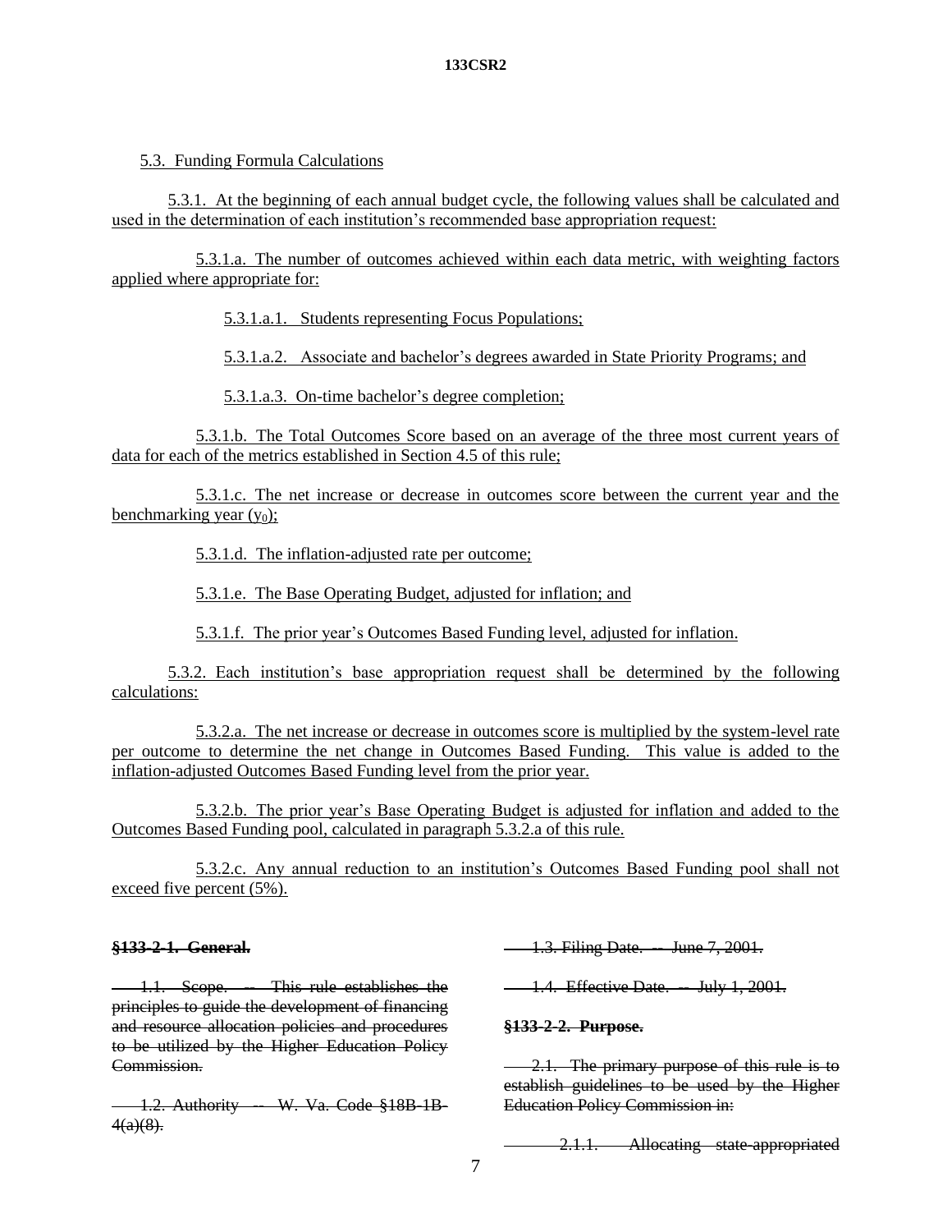5.3. Funding Formula Calculations

5.3.1. At the beginning of each annual budget cycle, the following values shall be calculated and used in the determination of each institution's recommended base appropriation request:

5.3.1.a. The number of outcomes achieved within each data metric, with weighting factors applied where appropriate for:

5.3.1.a.1. Students representing Focus Populations;

5.3.1.a.2. Associate and bachelor's degrees awarded in State Priority Programs; and

5.3.1.a.3. On-time bachelor's degree completion;

5.3.1.b. The Total Outcomes Score based on an average of the three most current years of data for each of the metrics established in Section 4.5 of this rule;

5.3.1.c. The net increase or decrease in outcomes score between the current year and the benchmarking year ($y_0$);

5.3.1.d. The inflation-adjusted rate per outcome;

5.3.1.e. The Base Operating Budget, adjusted for inflation; and

5.3.1.f. The prior year's Outcomes Based Funding level, adjusted for inflation.

5.3.2. Each institution's base appropriation request shall be determined by the following calculations:

5.3.2.a. The net increase or decrease in outcomes score is multiplied by the system-level rate per outcome to determine the net change in Outcomes Based Funding. This value is added to the inflation-adjusted Outcomes Based Funding level from the prior year.

5.3.2.b. The prior year's Base Operating Budget is adjusted for inflation and added to the Outcomes Based Funding pool, calculated in paragraph 5.3.2.a of this rule.

5.3.2.c. Any annual reduction to an institution's Outcomes Based Funding pool shall not exceed five percent (5%).

~~**§133-2-1. General.**~~

~~1.1. Scope. -- This rule establishes the principles to guide the development of financing and resource allocation policies and procedures to be utilized by the Higher Education Policy Commission.~~

~~1.2. Authority -- W. Va. Code §18B-1B-4(a)(8).~~

~~1.3. Filing Date. -- June 7, 2001.~~

~~1.4. Effective Date. -- July 1, 2001.~~

~~**§133-2-2. Purpose.**~~

~~2.1. The primary purpose of this rule is to establish guidelines to be used by the Higher Education Policy Commission in:~~

~~2.1.1. Allocating state-appropriated~~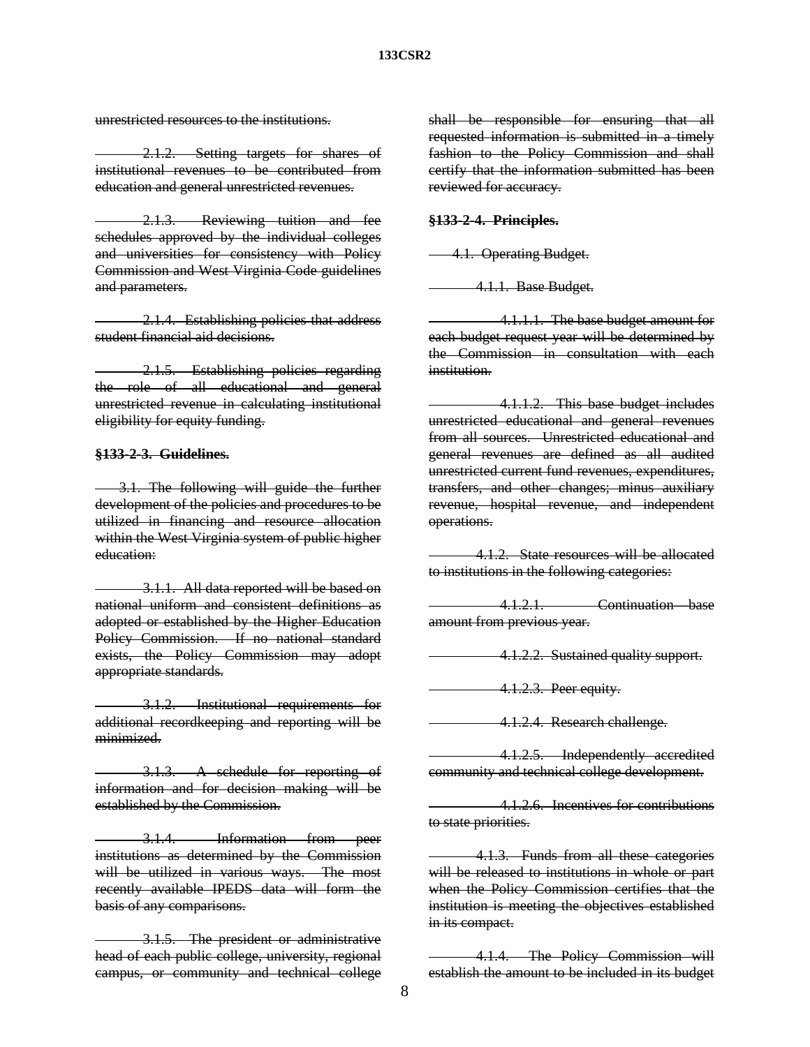unrestricted resources to the institutions.

2.1.2. Setting targets for shares of institutional revenues to be contributed from education and general unrestricted revenues.

2.1.3. Reviewing tuition and fee schedules approved by the individual colleges and universities for consistency with Policy Commission and West Virginia Code guidelines and parameters.

2.1.4. Establishing policies that address student financial aid decisions.

2.1.5. Establishing policies regarding the role of all educational and general unrestricted revenue in calculating institutional eligibility for equity funding.

**§133-2-3. Guidelines.**

3.1. The following will guide the further development of the policies and procedures to be utilized in financing and resource allocation within the West Virginia system of public higher education:

3.1.1. All data reported will be based on national uniform and consistent definitions as adopted or established by the Higher Education Policy Commission. If no national standard exists, the Policy Commission may adopt appropriate standards.

3.1.2. Institutional requirements for additional recordkeeping and reporting will be minimized.

3.1.3. A schedule for reporting of information and for decision making will be established by the Commission.

3.1.4. Information from peer institutions as determined by the Commission will be utilized in various ways. The most recently available IPEDS data will form the basis of any comparisons.

3.1.5. The president or administrative head of each public college, university, regional campus, or community and technical college shall be responsible for ensuring that all requested information is submitted in a timely fashion to the Policy Commission and shall certify that the information submitted has been reviewed for accuracy.

**§133-2-4. Principles.**

4.1. Operating Budget.

4.1.1. Base Budget.

4.1.1.1. The base budget amount for each budget request year will be determined by the Commission in consultation with each institution.

4.1.1.2. This base budget includes unrestricted educational and general revenues from all sources. Unrestricted educational and general revenues are defined as all audited unrestricted current fund revenues, expenditures, transfers, and other changes; minus auxiliary revenue, hospital revenue, and independent operations.

4.1.2. State resources will be allocated to institutions in the following categories:

4.1.2.1. Continuation base amount from previous year.

4.1.2.2. Sustained quality support.

4.1.2.3. Peer equity.

4.1.2.4. Research challenge.

4.1.2.5. Independently accredited community and technical college development.

4.1.2.6. Incentives for contributions to state priorities.

4.1.3. Funds from all these categories will be released to institutions in whole or part when the Policy Commission certifies that the institution is meeting the objectives established in its compact.

4.1.4. The Policy Commission will establish the amount to be included in its budget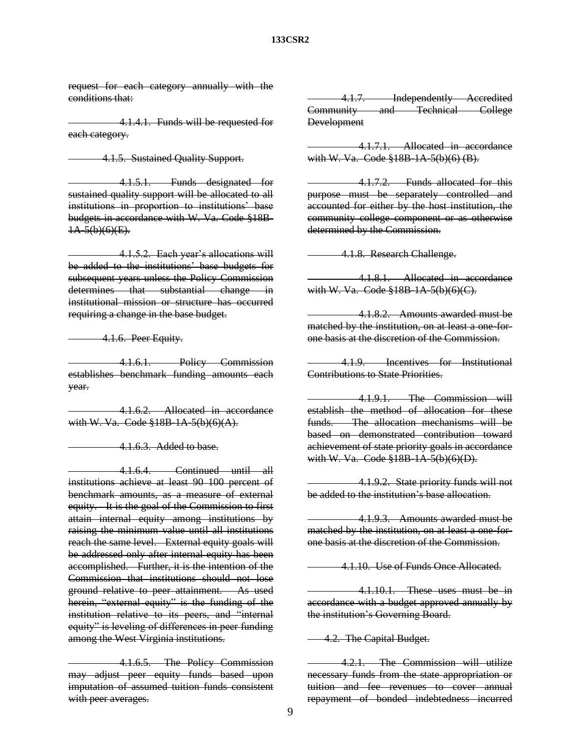~~request for each category annually with the conditions that:~~

~~4.1.4.1. Funds will be requested for each category.~~

~~4.1.5. Sustained Quality Support.~~

~~4.1.5.1. Funds designated for sustained quality support will be allocated to all institutions in proportion to institutions' base budgets in accordance with W. Va. Code §18B-1A-5(b)(6)(E).~~

~~4.1.5.2. Each year's allocations will be added to the institutions' base budgets for subsequent years unless the Policy Commission determines that substantial change in institutional mission or structure has occurred requiring a change in the base budget.~~

~~4.1.6. Peer Equity.~~

~~4.1.6.1. Policy Commission establishes benchmark funding amounts each year.~~

~~4.1.6.2. Allocated in accordance with W. Va. Code §18B-1A-5(b)(6)(A).~~

~~4.1.6.3. Added to base.~~

~~4.1.6.4. Continued until all institutions achieve at least 90 100 percent of benchmark amounts, as a measure of external equity. It is the goal of the Commission to first attain internal equity among institutions by raising the minimum value until all institutions reach the same level. External equity goals will be addressed only after internal equity has been accomplished. Further, it is the intention of the Commission that institutions should not lose ground relative to peer attainment. As used herein, "external equity" is the funding of the institution relative to its peers, and "internal equity" is leveling of differences in peer funding among the West Virginia institutions.~~

~~4.1.6.5. The Policy Commission may adjust peer equity funds based upon imputation of assumed tuition funds consistent with peer averages.~~

~~4.1.7. Independently Accredited Community and Technical College Development~~

~~4.1.7.1. Allocated in accordance with W. Va. Code §18B-1A-5(b)(6) (B).~~

~~4.1.7.2. Funds allocated for this purpose must be separately controlled and accounted for either by the host institution, the community college component or as otherwise determined by the Commission.~~

~~4.1.8. Research Challenge.~~

~~4.1.8.1. Allocated in accordance with W. Va. Code §18B-1A-5(b)(6)(C).~~

~~4.1.8.2. Amounts awarded must be matched by the institution, on at least a one-for-one basis at the discretion of the Commission.~~

~~4.1.9. Incentives for Institutional Contributions to State Priorities.~~

~~4.1.9.1. The Commission will establish the method of allocation for these funds. The allocation mechanisms will be based on demonstrated contribution toward achievement of state priority goals in accordance with W. Va. Code §18B-1A-5(b)(6)(D).~~

~~4.1.9.2. State priority funds will not be added to the institution's base allocation.~~

~~4.1.9.3. Amounts awarded must be matched by the institution, on at least a one-for-one basis at the discretion of the Commission.~~

~~4.1.10. Use of Funds Once Allocated.~~

~~4.1.10.1. These uses must be in accordance with a budget approved annually by the institution's Governing Board.~~

~~4.2. The Capital Budget.~~

~~4.2.1. The Commission will utilize necessary funds from the state appropriation or tuition and fee revenues to cover annual repayment of bonded indebtedness incurred~~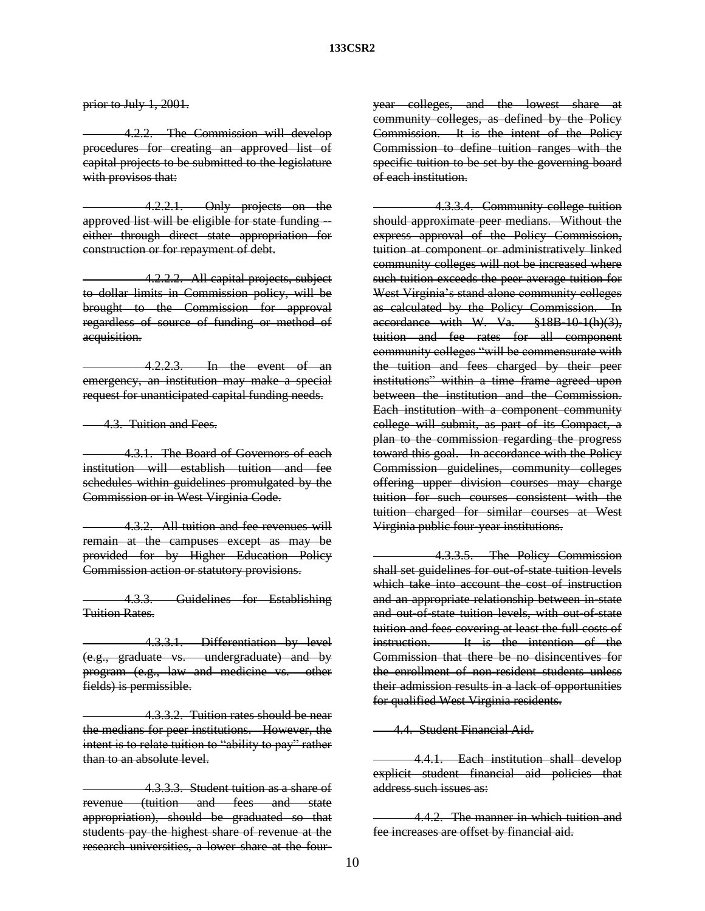~~prior to July 1, 2001.~~

~~4.2.2. The Commission will develop procedures for creating an approved list of capital projects to be submitted to the legislature with provisos that:~~

~~4.2.2.1. Only projects on the approved list will be eligible for state funding -- either through direct state appropriation for construction or for repayment of debt.~~

~~4.2.2.2. All capital projects, subject to dollar limits in Commission policy, will be brought to the Commission for approval regardless of source of funding or method of acquisition.~~

~~4.2.2.3. In the event of an emergency, an institution may make a special request for unanticipated capital funding needs.~~

~~4.3. Tuition and Fees.~~

~~4.3.1. The Board of Governors of each institution will establish tuition and fee schedules within guidelines promulgated by the Commission or in West Virginia Code.~~

~~4.3.2. All tuition and fee revenues will remain at the campuses except as may be provided for by Higher Education Policy Commission action or statutory provisions.~~

~~4.3.3. Guidelines for Establishing Tuition Rates.~~

~~4.3.3.1. Differentiation by level (e.g., graduate vs. undergraduate) and by program (e.g., law and medicine vs. other fields) is permissible.~~

~~4.3.3.2. Tuition rates should be near the medians for peer institutions. However, the intent is to relate tuition to "ability to pay" rather than to an absolute level.~~

~~4.3.3.3. Student tuition as a share of revenue (tuition and fees and state appropriation), should be graduated so that students pay the highest share of revenue at the research universities, a lower share at the four-year colleges, and the lowest share at community colleges, as defined by the Policy Commission. It is the intent of the Policy Commission to define tuition ranges with the specific tuition to be set by the governing board of each institution.~~

~~4.3.3.4. Community college tuition should approximate peer medians. Without the express approval of the Policy Commission, tuition at component or administratively linked community colleges will not be increased where such tuition exceeds the peer average tuition for West Virginia's stand alone community colleges as calculated by the Policy Commission. In accordance with W. Va. §18B-10-1(h)(3), tuition and fee rates for all component community colleges "will be commensurate with the tuition and fees charged by their peer institutions" within a time frame agreed upon between the institution and the Commission. Each institution with a component community college will submit, as part of its Compact, a plan to the commission regarding the progress toward this goal. In accordance with the Policy Commission guidelines, community colleges offering upper division courses may charge tuition for such courses consistent with the tuition charged for similar courses at West Virginia public four-year institutions.~~

~~4.3.3.5. The Policy Commission shall set guidelines for out-of-state tuition levels which take into account the cost of instruction and an appropriate relationship between in-state and out-of-state tuition levels, with out-of-state tuition and fees covering at least the full costs of instruction. It is the intention of the Commission that there be no disincentives for the enrollment of non-resident students unless their admission results in a lack of opportunities for qualified West Virginia residents.~~

~~4.4. Student Financial Aid.~~

~~4.4.1. Each institution shall develop explicit student financial aid policies that address such issues as:~~

~~4.4.2. The manner in which tuition and fee increases are offset by financial aid.~~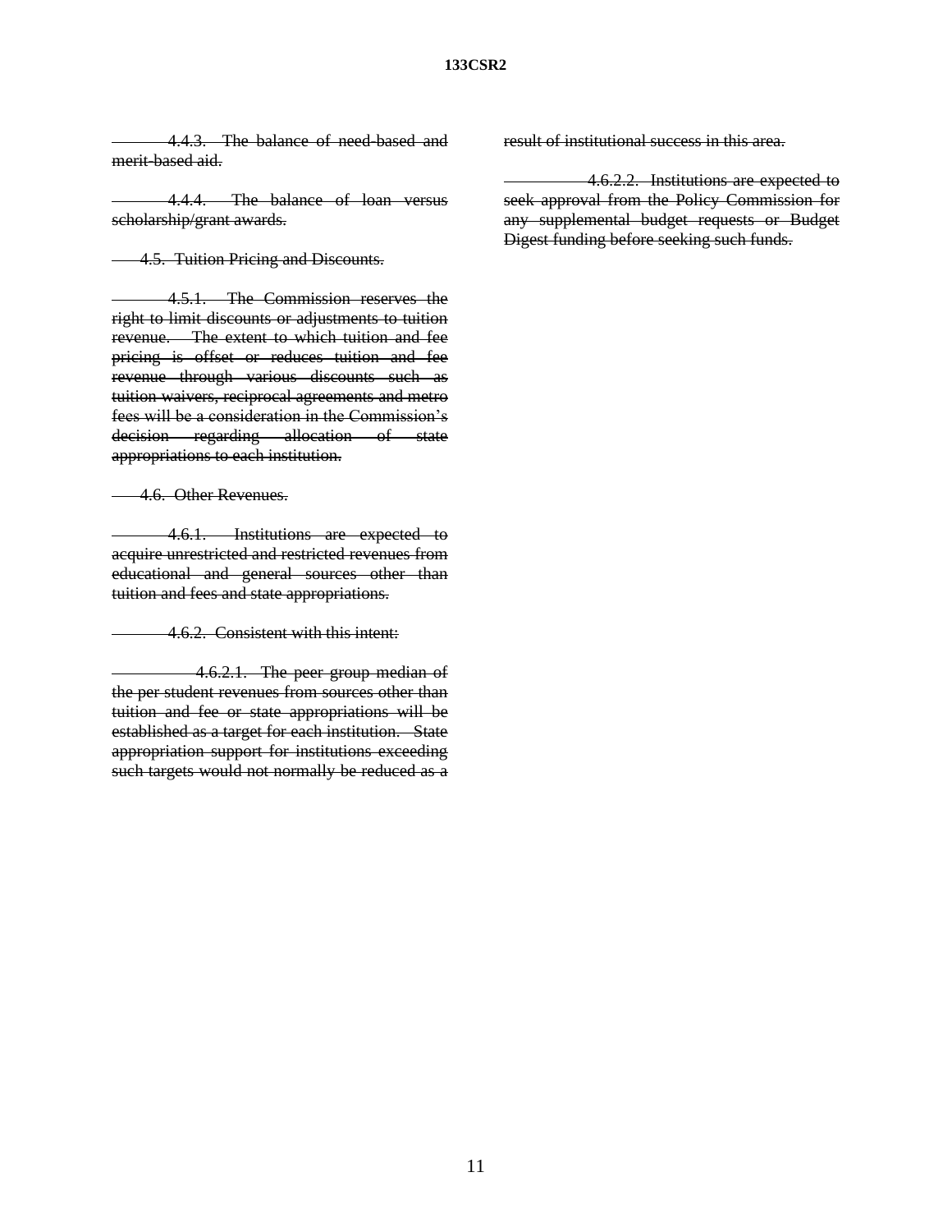~~4.4.3. The balance of need-based and merit-based aid.~~

~~4.4.4. The balance of loan versus scholarship/grant awards.~~

~~4.5. Tuition Pricing and Discounts.~~

~~4.5.1. The Commission reserves the right to limit discounts or adjustments to tuition revenue. The extent to which tuition and fee pricing is offset or reduces tuition and fee revenue through various discounts such as tuition waivers, reciprocal agreements and metro fees will be a consideration in the Commission's decision regarding allocation of state appropriations to each institution.~~

~~4.6. Other Revenues.~~

~~4.6.1. Institutions are expected to acquire unrestricted and restricted revenues from educational and general sources other than tuition and fees and state appropriations.~~

~~4.6.2. Consistent with this intent:~~

~~4.6.2.1. The peer group median of the per student revenues from sources other than tuition and fee or state appropriations will be established as a target for each institution. State appropriation support for institutions exceeding such targets would not normally be reduced as a result of institutional success in this area.~~

~~4.6.2.2. Institutions are expected to seek approval from the Policy Commission for any supplemental budget requests or Budget Digest funding before seeking such funds.~~